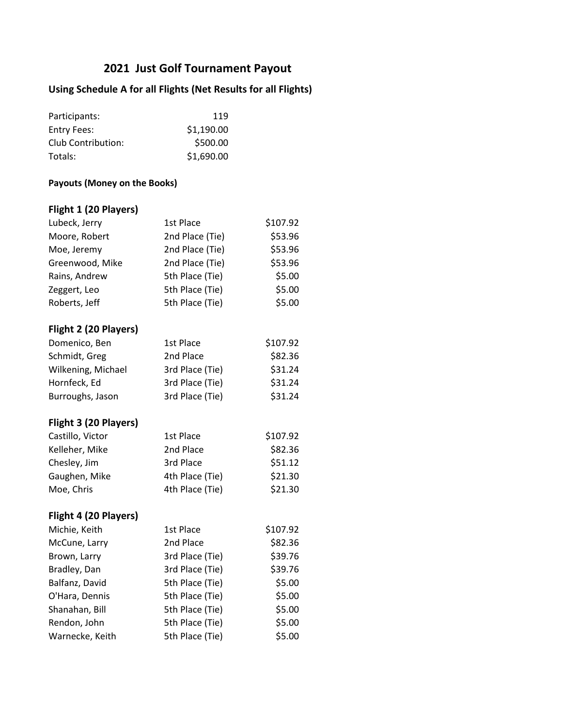# 2021 Just Golf Tournament Payout

## Using Schedule A for all Flights (Net Results for all Flights)

| | |
|---|---:|
| Participants: | 119 |
| Entry Fees: | $1,190.00 |
| Club Contribution: | $500.00 |
| Totals: | $1,690.00 |

**Payouts (Money on the Books)**

### Flight 1 (20 Players)

| | | |
|---|---|---:|
| Lubeck, Jerry | 1st Place | $107.92 |
| Moore, Robert | 2nd Place (Tie) | $53.96 |
| Moe, Jeremy | 2nd Place (Tie) | $53.96 |
| Greenwood, Mike | 2nd Place (Tie) | $53.96 |
| Rains, Andrew | 5th Place (Tie) | $5.00 |
| Zeggert, Leo | 5th Place (Tie) | $5.00 |
| Roberts, Jeff | 5th Place (Tie) | $5.00 |

### Flight 2 (20 Players)

| | | |
|---|---|---:|
| Domenico, Ben | 1st Place | $107.92 |
| Schmidt, Greg | 2nd Place | $82.36 |
| Wilkening, Michael | 3rd Place (Tie) | $31.24 |
| Hornfeck, Ed | 3rd Place (Tie) | $31.24 |
| Burroughs, Jason | 3rd Place (Tie) | $31.24 |

### Flight 3 (20 Players)

| | | |
|---|---|---:|
| Castillo, Victor | 1st Place | $107.92 |
| Kelleher, Mike | 2nd Place | $82.36 |
| Chesley, Jim | 3rd Place | $51.12 |
| Gaughen, Mike | 4th Place (Tie) | $21.30 |
| Moe, Chris | 4th Place (Tie) | $21.30 |

### Flight 4 (20 Players)

| | | |
|---|---|---:|
| Michie, Keith | 1st Place | $107.92 |
| McCune, Larry | 2nd Place | $82.36 |
| Brown, Larry | 3rd Place (Tie) | $39.76 |
| Bradley, Dan | 3rd Place (Tie) | $39.76 |
| Balfanz, David | 5th Place (Tie) | $5.00 |
| O'Hara, Dennis | 5th Place (Tie) | $5.00 |
| Shanahan, Bill | 5th Place (Tie) | $5.00 |
| Rendon, John | 5th Place (Tie) | $5.00 |
| Warnecke, Keith | 5th Place (Tie) | $5.00 |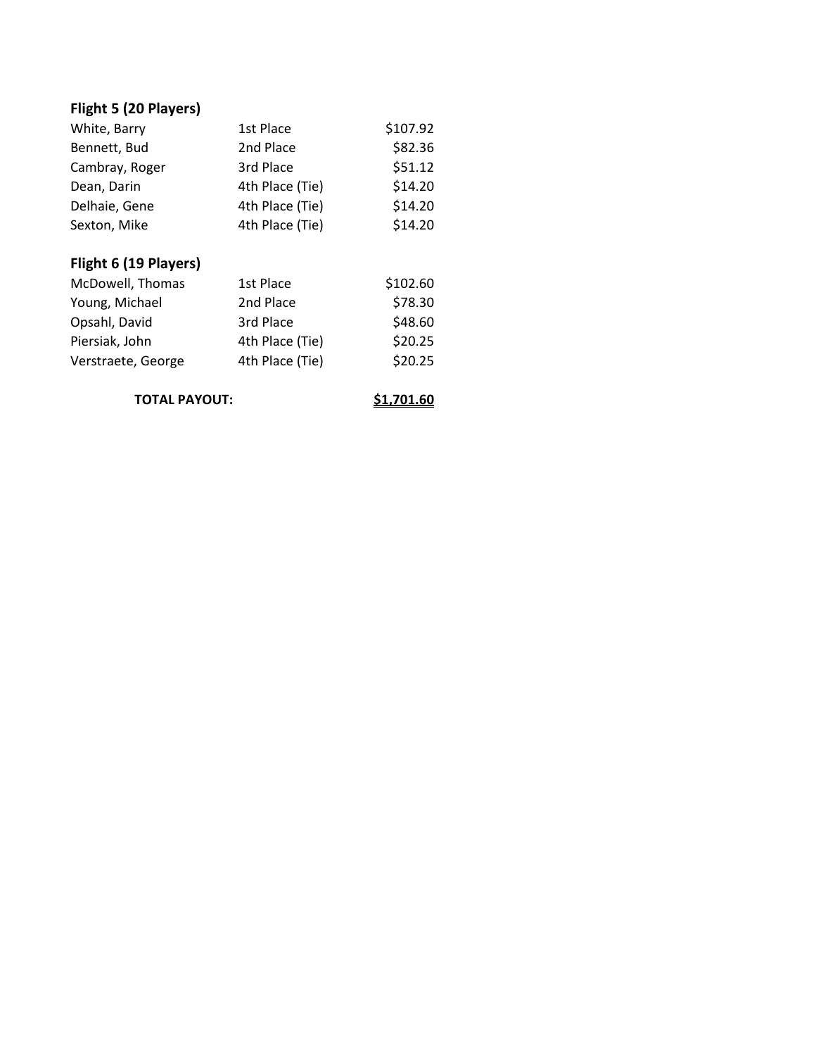### Flight 5 (20 Players)

| | | |
|---|---|---|
| White, Barry | 1st Place | $107.92 |
| Bennett, Bud | 2nd Place | $82.36 |
| Cambray, Roger | 3rd Place | $51.12 |
| Dean, Darin | 4th Place (Tie) | $14.20 |
| Delhaie, Gene | 4th Place (Tie) | $14.20 |
| Sexton, Mike | 4th Place (Tie) | $14.20 |

### Flight 6 (19 Players)

| | | |
|---|---|---|
| McDowell, Thomas | 1st Place | $102.60 |
| Young, Michael | 2nd Place | $78.30 |
| Opsahl, David | 3rd Place | $48.60 |
| Piersiak, John | 4th Place (Tie) | $20.25 |
| Verstraete, George | 4th Place (Tie) | $20.25 |

**TOTAL PAYOUT:** **$1,701.60**